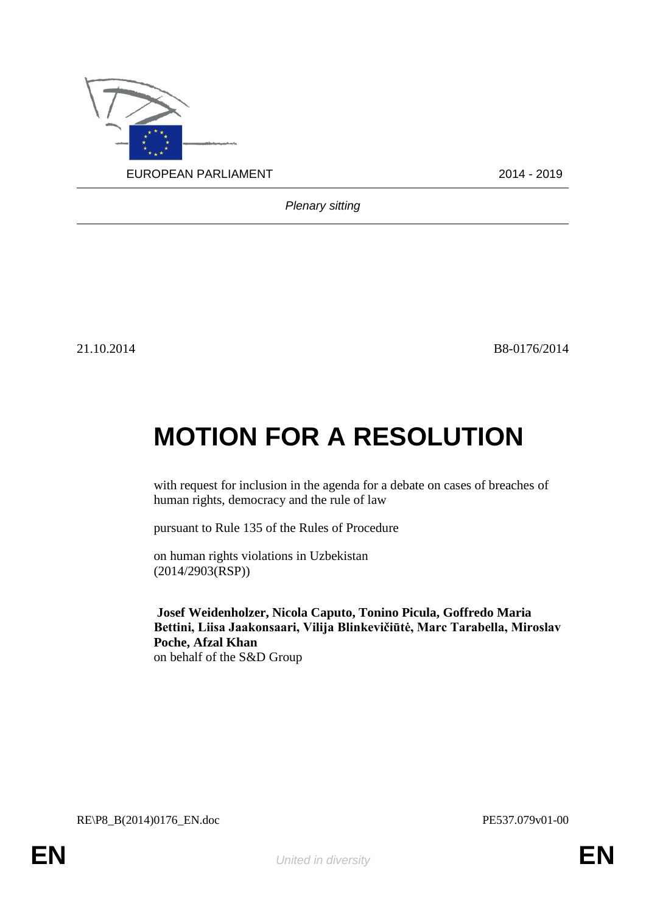EUROPEAN PARLIAMENT 2014 - 2019

*Plenary sitting*

21.10.2014 B8-0176/2014

# MOTION FOR A RESOLUTION

with request for inclusion in the agenda for a debate on cases of breaches of human rights, democracy and the rule of law

pursuant to Rule 135 of the Rules of Procedure

on human rights violations in Uzbekistan
(2014/2903(RSP))

**Josef Weidenholzer, Nicola Caputo, Tonino Picula, Goffredo Maria Bettini, Liisa Jaakonsaari, Vilija Blinkevičiūtė, Marc Tarabella, Miroslav Poche, Afzal Khan**
on behalf of the S&D Group

RE\P8_B(2014)0176_EN.doc PE537.079v01-00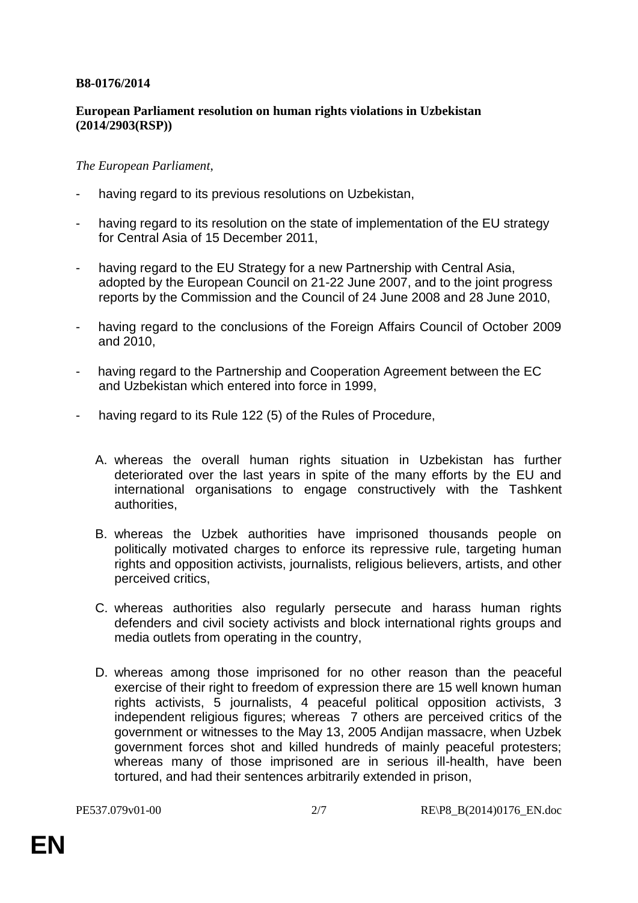**B8-0176/2014**

**European Parliament resolution on human rights violations in Uzbekistan (2014/2903(RSP))**

*The European Parliament*,

- having regard to its previous resolutions on Uzbekistan,

- having regard to its resolution on the state of implementation of the EU strategy for Central Asia of 15 December 2011,

- having regard to the EU Strategy for a new Partnership with Central Asia, adopted by the European Council on 21-22 June 2007, and to the joint progress reports by the Commission and the Council of 24 June 2008 and 28 June 2010,

- having regard to the conclusions of the Foreign Affairs Council of October 2009 and 2010,

- having regard to the Partnership and Cooperation Agreement between the EC and Uzbekistan which entered into force in 1999,

- having regard to its Rule 122 (5) of the Rules of Procedure,

A. whereas the overall human rights situation in Uzbekistan has further deteriorated over the last years in spite of the many efforts by the EU and international organisations to engage constructively with the Tashkent authorities,

B. whereas the Uzbek authorities have imprisoned thousands people on politically motivated charges to enforce its repressive rule, targeting human rights and opposition activists, journalists, religious believers, artists, and other perceived critics,

C. whereas authorities also regularly persecute and harass human rights defenders and civil society activists and block international rights groups and media outlets from operating in the country,

D. whereas among those imprisoned for no other reason than the peaceful exercise of their right to freedom of expression there are 15 well known human rights activists, 5 journalists, 4 peaceful political opposition activists, 3 independent religious figures; whereas 7 others are perceived critics of the government or witnesses to the May 13, 2005 Andijan massacre, when Uzbek government forces shot and killed hundreds of mainly peaceful protesters; whereas many of those imprisoned are in serious ill-health, have been tortured, and had their sentences arbitrarily extended in prison,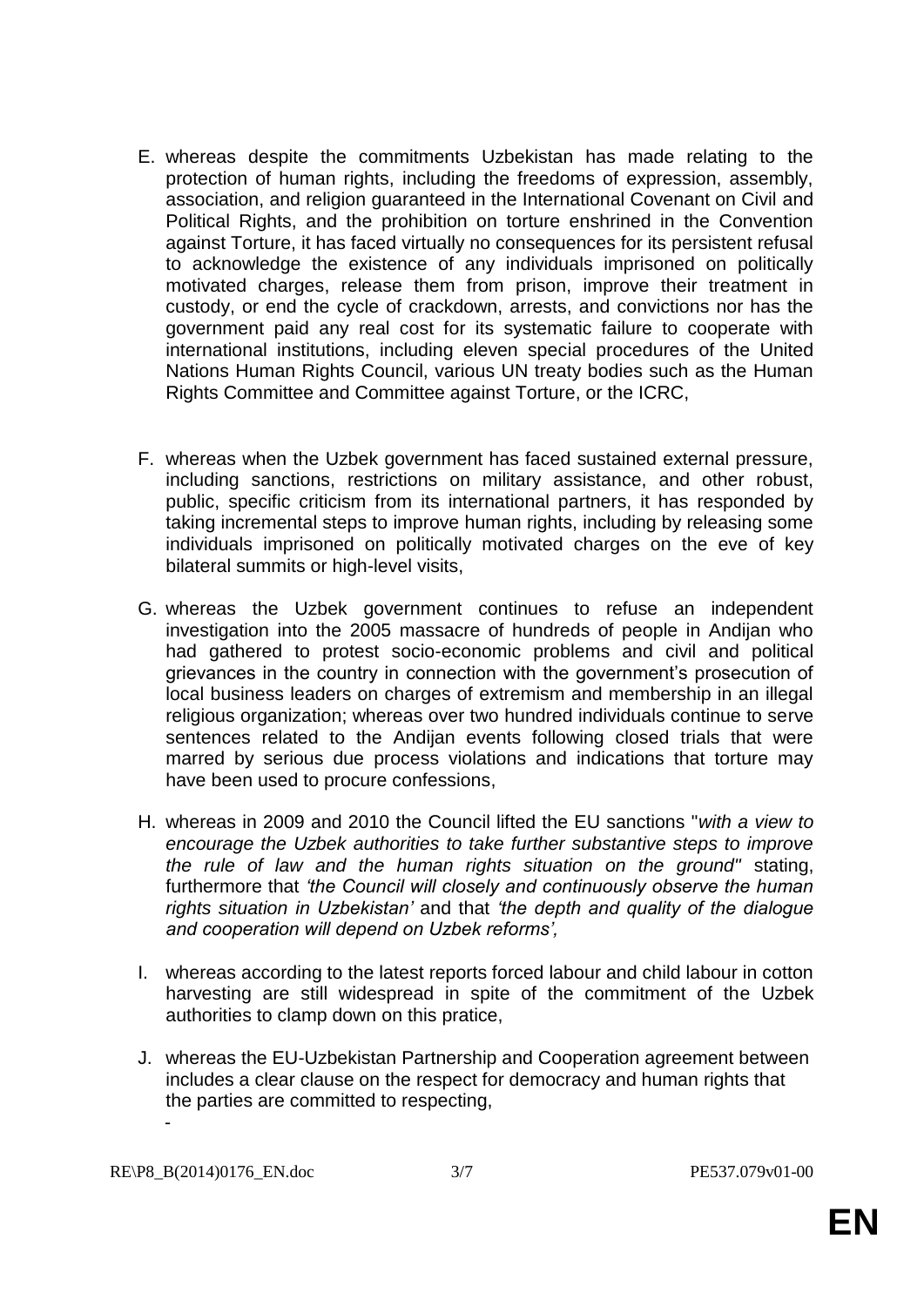E. whereas despite the commitments Uzbekistan has made relating to the protection of human rights, including the freedoms of expression, assembly, association, and religion guaranteed in the International Covenant on Civil and Political Rights, and the prohibition on torture enshrined in the Convention against Torture, it has faced virtually no consequences for its persistent refusal to acknowledge the existence of any individuals imprisoned on politically motivated charges, release them from prison, improve their treatment in custody, or end the cycle of crackdown, arrests, and convictions nor has the government paid any real cost for its systematic failure to cooperate with international institutions, including eleven special procedures of the United Nations Human Rights Council, various UN treaty bodies such as the Human Rights Committee and Committee against Torture, or the ICRC,

F. whereas when the Uzbek government has faced sustained external pressure, including sanctions, restrictions on military assistance, and other robust, public, specific criticism from its international partners, it has responded by taking incremental steps to improve human rights, including by releasing some individuals imprisoned on politically motivated charges on the eve of key bilateral summits or high-level visits,

G. whereas the Uzbek government continues to refuse an independent investigation into the 2005 massacre of hundreds of people in Andijan who had gathered to protest socio-economic problems and civil and political grievances in the country in connection with the government's prosecution of local business leaders on charges of extremism and membership in an illegal religious organization; whereas over two hundred individuals continue to serve sentences related to the Andijan events following closed trials that were marred by serious due process violations and indications that torture may have been used to procure confessions,

H. whereas in 2009 and 2010 the Council lifted the EU sanctions "*with a view to encourage the Uzbek authorities to take further substantive steps to improve the rule of law and the human rights situation on the ground*" stating, furthermore that *'the Council will closely and continuously observe the human rights situation in Uzbekistan'* and that *'the depth and quality of the dialogue and cooperation will depend on Uzbek reforms',*

I. whereas according to the latest reports forced labour and child labour in cotton harvesting are still widespread in spite of the commitment of the Uzbek authorities to clamp down on this pratice,

J. whereas the EU-Uzbekistan Partnership and Cooperation agreement between includes a clear clause on the respect for democracy and human rights that the parties are committed to respecting,

-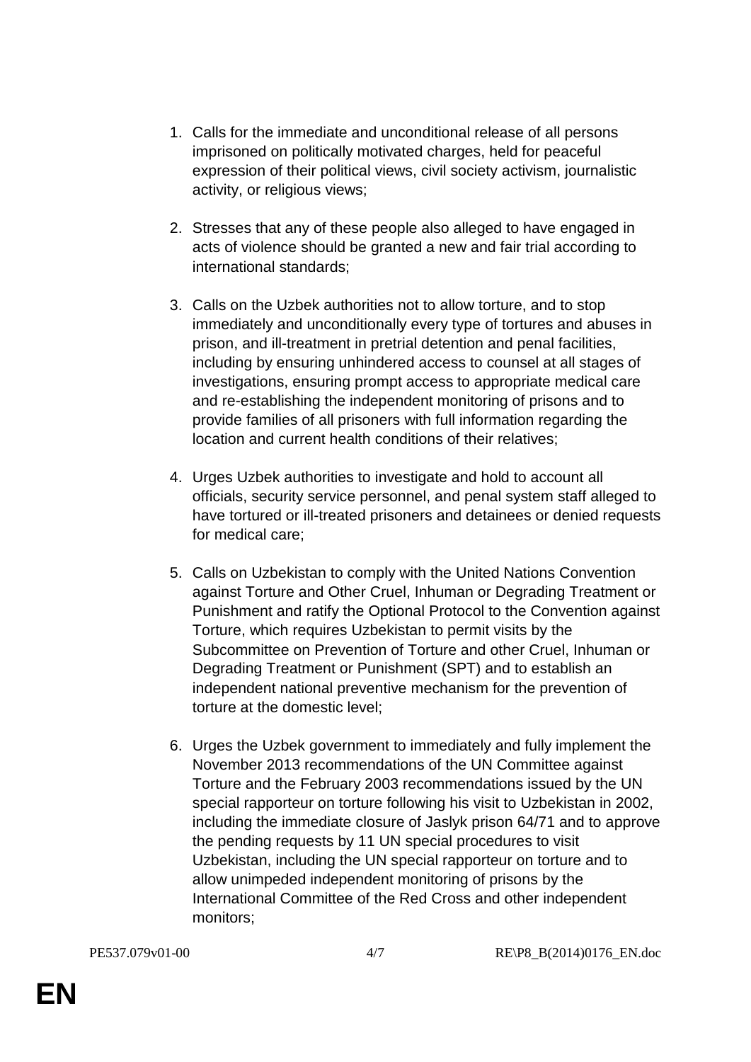1. Calls for the immediate and unconditional release of all persons imprisoned on politically motivated charges, held for peaceful expression of their political views, civil society activism, journalistic activity, or religious views;

2. Stresses that any of these people also alleged to have engaged in acts of violence should be granted a new and fair trial according to international standards;

3. Calls on the Uzbek authorities not to allow torture, and to stop immediately and unconditionally every type of tortures and abuses in prison, and ill-treatment in pretrial detention and penal facilities, including by ensuring unhindered access to counsel at all stages of investigations, ensuring prompt access to appropriate medical care and re-establishing the independent monitoring of prisons and to provide families of all prisoners with full information regarding the location and current health conditions of their relatives;

4. Urges Uzbek authorities to investigate and hold to account all officials, security service personnel, and penal system staff alleged to have tortured or ill-treated prisoners and detainees or denied requests for medical care;

5. Calls on Uzbekistan to comply with the United Nations Convention against Torture and Other Cruel, Inhuman or Degrading Treatment or Punishment and ratify the Optional Protocol to the Convention against Torture, which requires Uzbekistan to permit visits by the Subcommittee on Prevention of Torture and other Cruel, Inhuman or Degrading Treatment or Punishment (SPT) and to establish an independent national preventive mechanism for the prevention of torture at the domestic level;

6. Urges the Uzbek government to immediately and fully implement the November 2013 recommendations of the UN Committee against Torture and the February 2003 recommendations issued by the UN special rapporteur on torture following his visit to Uzbekistan in 2002, including the immediate closure of Jaslyk prison 64/71 and to approve the pending requests by 11 UN special procedures to visit Uzbekistan, including the UN special rapporteur on torture and to allow unimpeded independent monitoring of prisons by the International Committee of the Red Cross and other independent monitors;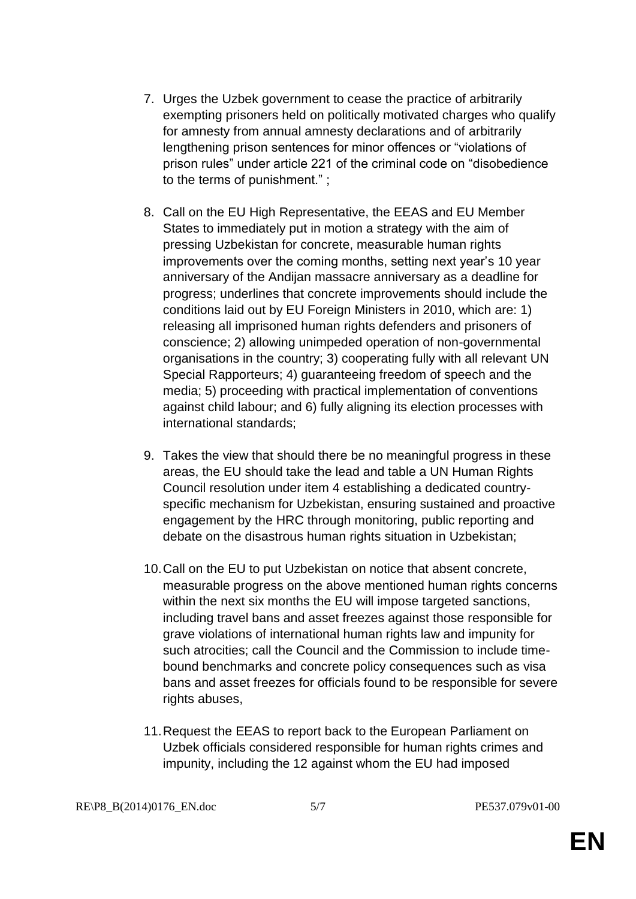7. Urges the Uzbek government to cease the practice of arbitrarily exempting prisoners held on politically motivated charges who qualify for amnesty from annual amnesty declarations and of arbitrarily lengthening prison sentences for minor offences or "violations of prison rules" under article 221 of the criminal code on "disobedience to the terms of punishment." ;

8. Call on the EU High Representative, the EEAS and EU Member States to immediately put in motion a strategy with the aim of pressing Uzbekistan for concrete, measurable human rights improvements over the coming months, setting next year's 10 year anniversary of the Andijan massacre anniversary as a deadline for progress; underlines that concrete improvements should include the conditions laid out by EU Foreign Ministers in 2010, which are: 1) releasing all imprisoned human rights defenders and prisoners of conscience; 2) allowing unimpeded operation of non-governmental organisations in the country; 3) cooperating fully with all relevant UN Special Rapporteurs; 4) guaranteeing freedom of speech and the media; 5) proceeding with practical implementation of conventions against child labour; and 6) fully aligning its election processes with international standards;

9. Takes the view that should there be no meaningful progress in these areas, the EU should take the lead and table a UN Human Rights Council resolution under item 4 establishing a dedicated country-specific mechanism for Uzbekistan, ensuring sustained and proactive engagement by the HRC through monitoring, public reporting and debate on the disastrous human rights situation in Uzbekistan;

10. Call on the EU to put Uzbekistan on notice that absent concrete, measurable progress on the above mentioned human rights concerns within the next six months the EU will impose targeted sanctions, including travel bans and asset freezes against those responsible for grave violations of international human rights law and impunity for such atrocities; call the Council and the Commission to include time-bound benchmarks and concrete policy consequences such as visa bans and asset freezes for officials found to be responsible for severe rights abuses,

11. Request the EEAS to report back to the European Parliament on Uzbek officials considered responsible for human rights crimes and impunity, including the 12 against whom the EU had imposed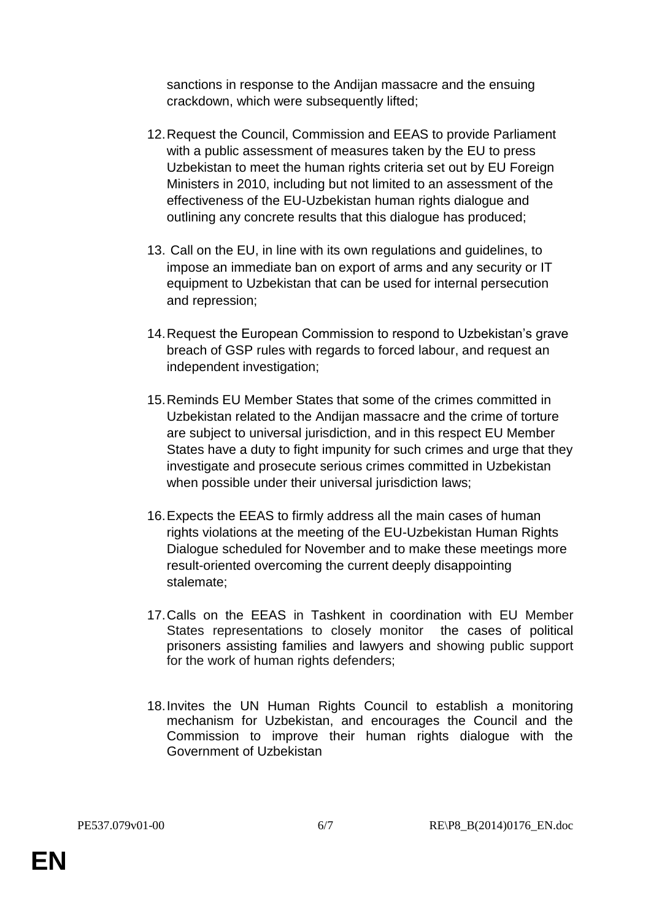sanctions in response to the Andijan massacre and the ensuing crackdown, which were subsequently lifted;

12. Request the Council, Commission and EEAS to provide Parliament with a public assessment of measures taken by the EU to press Uzbekistan to meet the human rights criteria set out by EU Foreign Ministers in 2010, including but not limited to an assessment of the effectiveness of the EU-Uzbekistan human rights dialogue and outlining any concrete results that this dialogue has produced;

13. Call on the EU, in line with its own regulations and guidelines, to impose an immediate ban on export of arms and any security or IT equipment to Uzbekistan that can be used for internal persecution and repression;

14. Request the European Commission to respond to Uzbekistan's grave breach of GSP rules with regards to forced labour, and request an independent investigation;

15. Reminds EU Member States that some of the crimes committed in Uzbekistan related to the Andijan massacre and the crime of torture are subject to universal jurisdiction, and in this respect EU Member States have a duty to fight impunity for such crimes and urge that they investigate and prosecute serious crimes committed in Uzbekistan when possible under their universal jurisdiction laws;

16. Expects the EEAS to firmly address all the main cases of human rights violations at the meeting of the EU-Uzbekistan Human Rights Dialogue scheduled for November and to make these meetings more result-oriented overcoming the current deeply disappointing stalemate;

17. Calls on the EEAS in Tashkent in coordination with EU Member States representations to closely monitor the cases of political prisoners assisting families and lawyers and showing public support for the work of human rights defenders;

18. Invites the UN Human Rights Council to establish a monitoring mechanism for Uzbekistan, and encourages the Council and the Commission to improve their human rights dialogue with the Government of Uzbekistan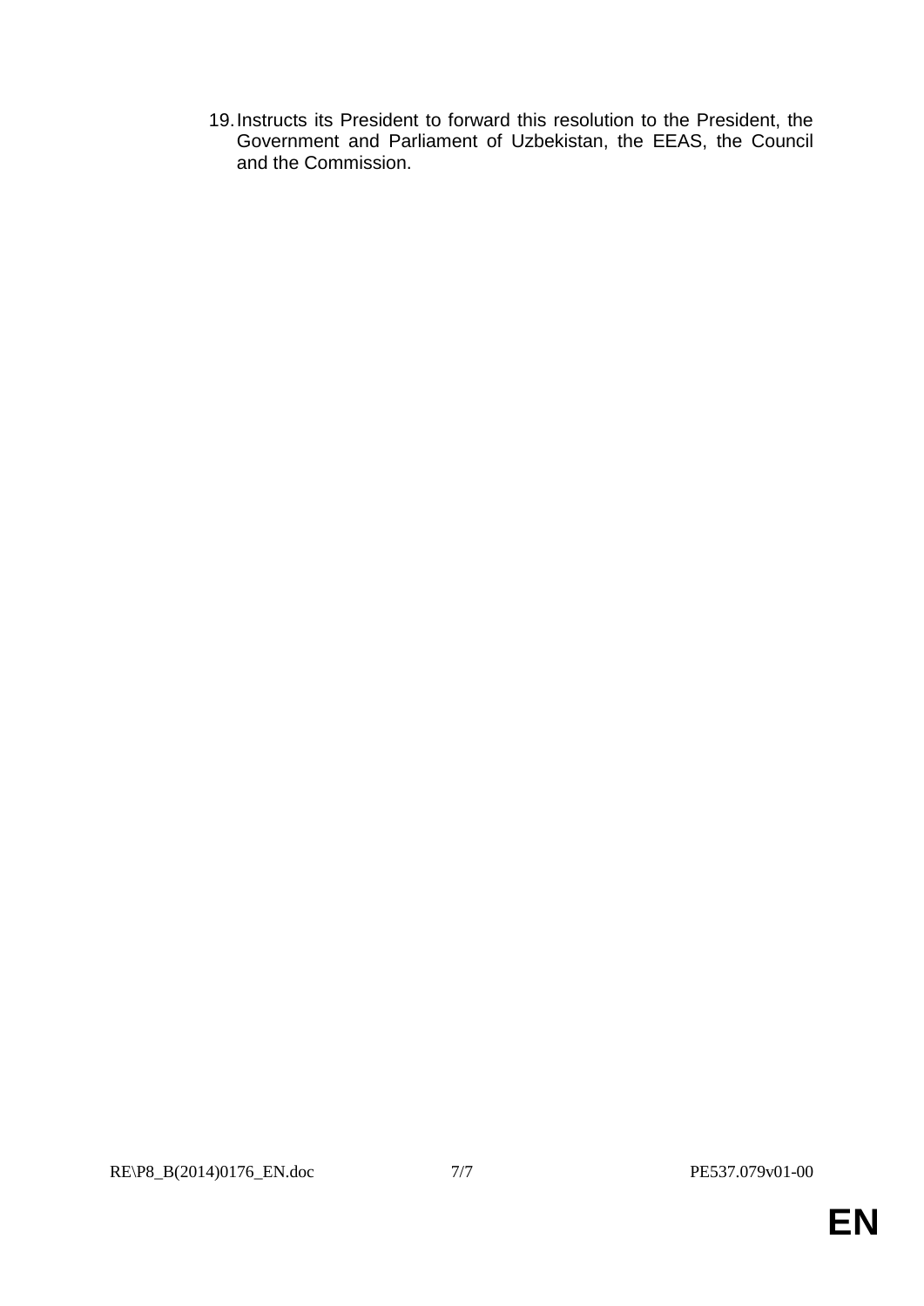19. Instructs its President to forward this resolution to the President, the Government and Parliament of Uzbekistan, the EEAS, the Council and the Commission.